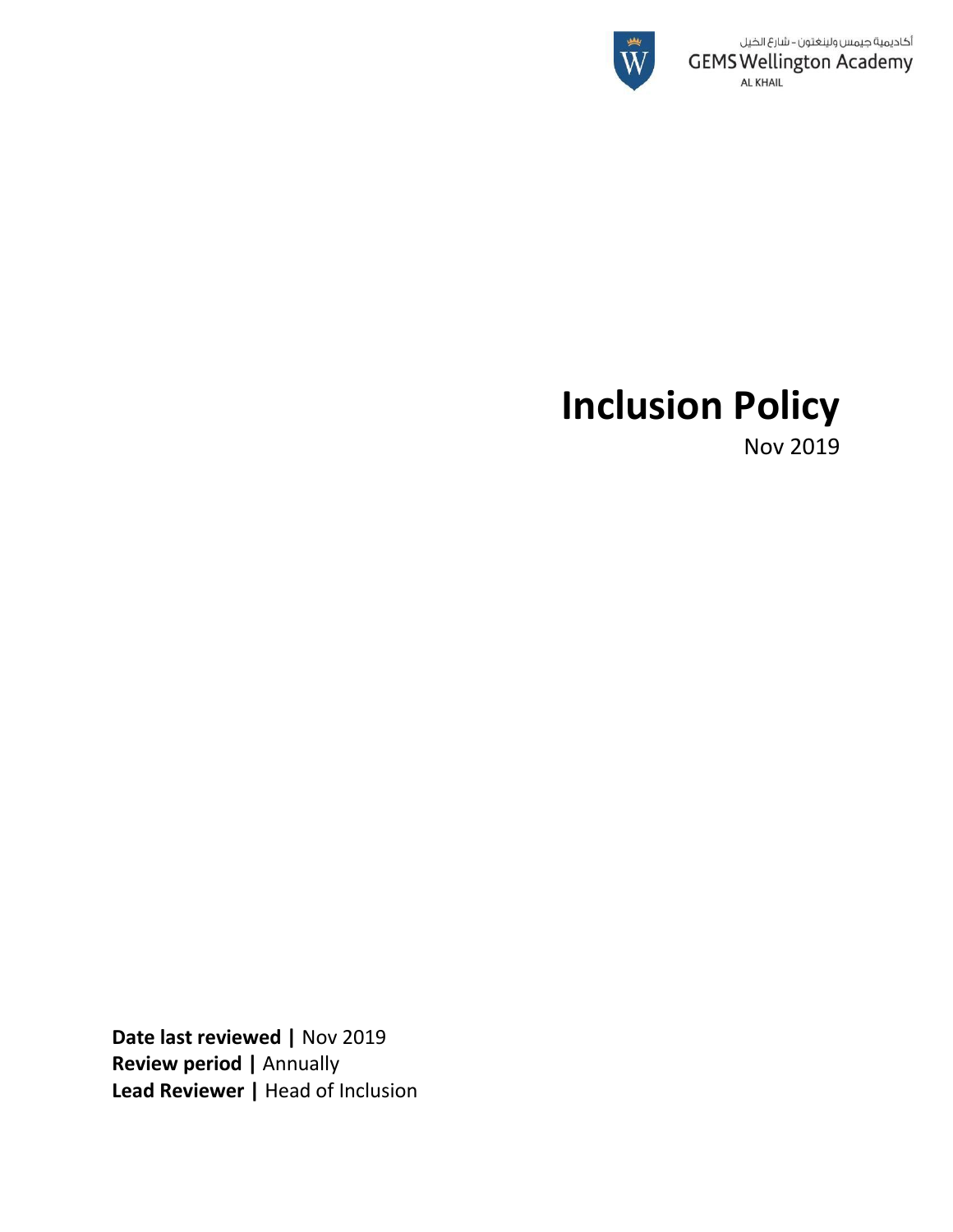أكاديمية جيمس ولينغتون - شارع الخيل
GEMS Wellington Academy
AL KHAIL

# Inclusion Policy

Nov 2019

**Date last reviewed |** Nov 2019
**Review period |** Annually
**Lead Reviewer |** Head of Inclusion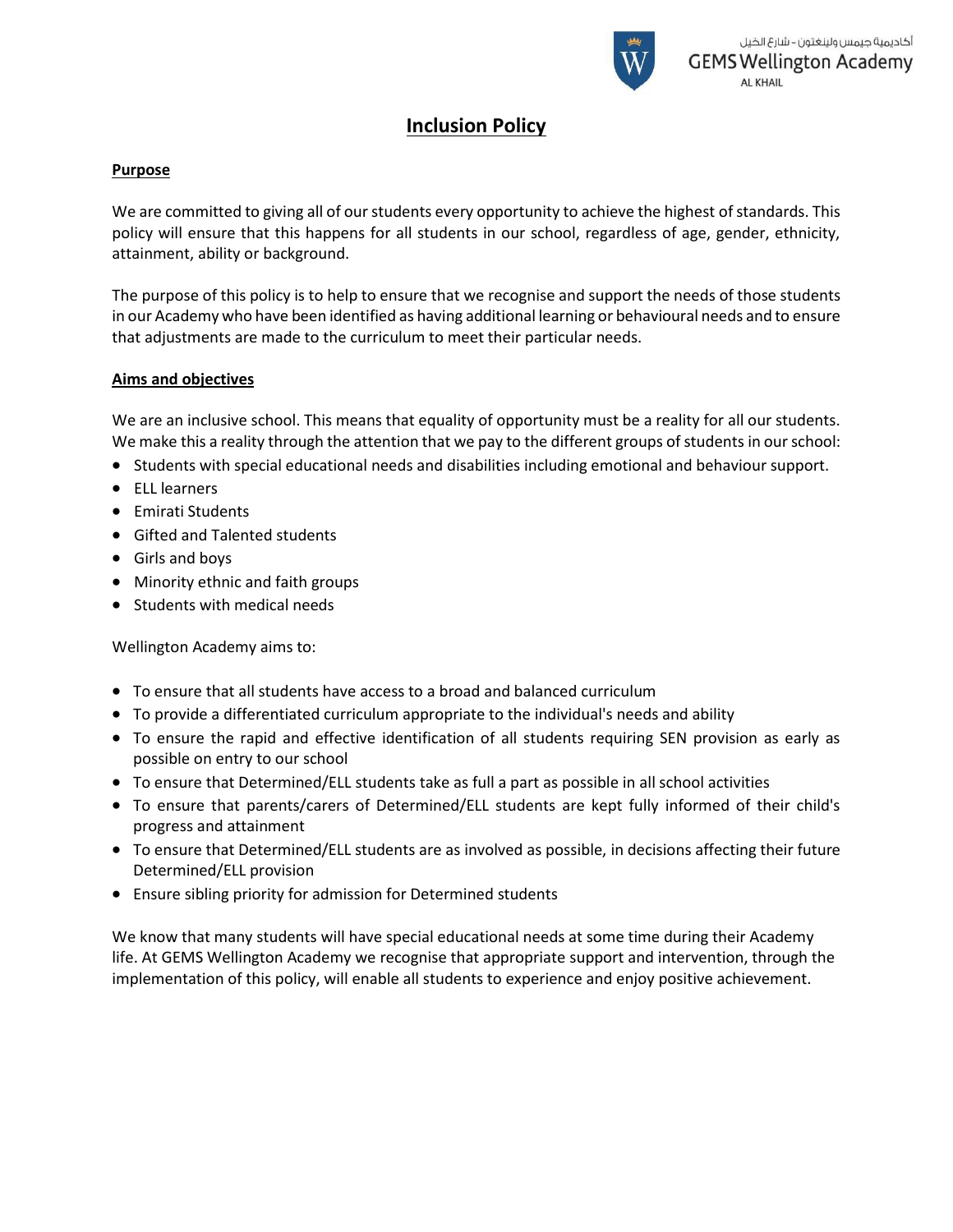# Inclusion Policy

## Purpose

We are committed to giving all of our students every opportunity to achieve the highest of standards. This policy will ensure that this happens for all students in our school, regardless of age, gender, ethnicity, attainment, ability or background.

The purpose of this policy is to help to ensure that we recognise and support the needs of those students in our Academy who have been identified as having additional learning or behavioural needs and to ensure that adjustments are made to the curriculum to meet their particular needs.

## Aims and objectives

We are an inclusive school. This means that equality of opportunity must be a reality for all our students. We make this a reality through the attention that we pay to the different groups of students in our school:

- Students with special educational needs and disabilities including emotional and behaviour support.
- ELL learners
- Emirati Students
- Gifted and Talented students
- Girls and boys
- Minority ethnic and faith groups
- Students with medical needs

Wellington Academy aims to:

- To ensure that all students have access to a broad and balanced curriculum
- To provide a differentiated curriculum appropriate to the individual's needs and ability
- To ensure the rapid and effective identification of all students requiring SEN provision as early as possible on entry to our school
- To ensure that Determined/ELL students take as full a part as possible in all school activities
- To ensure that parents/carers of Determined/ELL students are kept fully informed of their child's progress and attainment
- To ensure that Determined/ELL students are as involved as possible, in decisions affecting their future Determined/ELL provision
- Ensure sibling priority for admission for Determined students

We know that many students will have special educational needs at some time during their Academy life. At GEMS Wellington Academy we recognise that appropriate support and intervention, through the implementation of this policy, will enable all students to experience and enjoy positive achievement.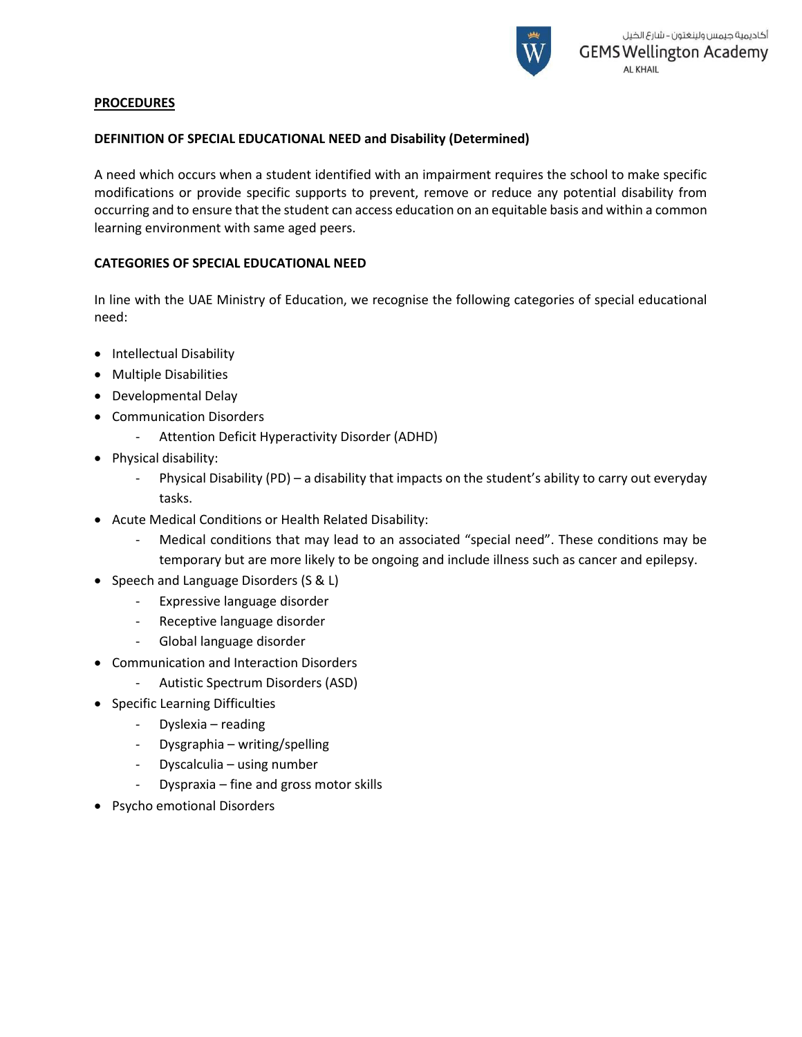## PROCEDURES

### DEFINITION OF SPECIAL EDUCATIONAL NEED and Disability (Determined)

A need which occurs when a student identified with an impairment requires the school to make specific modifications or provide specific supports to prevent, remove or reduce any potential disability from occurring and to ensure that the student can access education on an equitable basis and within a common learning environment with same aged peers.

### CATEGORIES OF SPECIAL EDUCATIONAL NEED

In line with the UAE Ministry of Education, we recognise the following categories of special educational need:

- Intellectual Disability
- Multiple Disabilities
- Developmental Delay
- Communication Disorders
  - Attention Deficit Hyperactivity Disorder (ADHD)
- Physical disability:
  - Physical Disability (PD) – a disability that impacts on the student's ability to carry out everyday tasks.
- Acute Medical Conditions or Health Related Disability:
  - Medical conditions that may lead to an associated "special need". These conditions may be temporary but are more likely to be ongoing and include illness such as cancer and epilepsy.
- Speech and Language Disorders (S & L)
  - Expressive language disorder
  - Receptive language disorder
  - Global language disorder
- Communication and Interaction Disorders
  - Autistic Spectrum Disorders (ASD)
- Specific Learning Difficulties
  - Dyslexia – reading
  - Dysgraphia – writing/spelling
  - Dyscalculia – using number
  - Dyspraxia – fine and gross motor skills
- Psycho emotional Disorders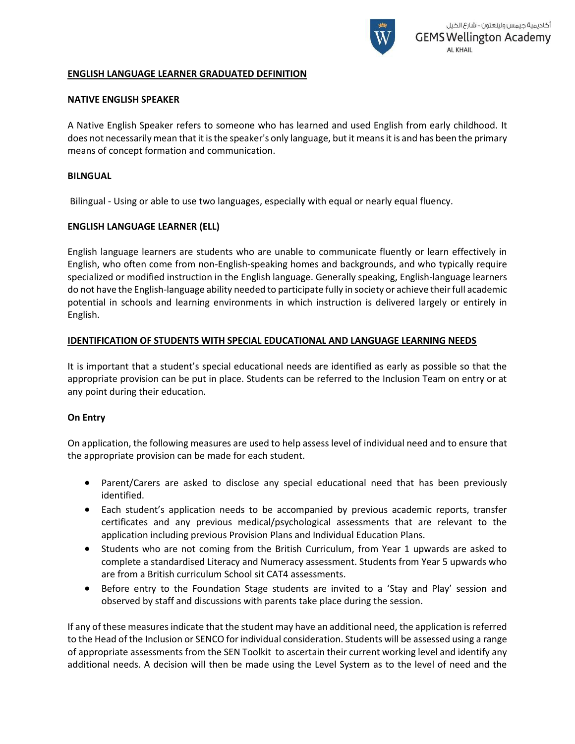**ENGLISH LANGUAGE LEARNER GRADUATED DEFINITION**

**NATIVE ENGLISH SPEAKER**

A Native English Speaker refers to someone who has learned and used English from early childhood. It does not necessarily mean that it is the speaker's only language, but it means it is and has been the primary means of concept formation and communication.

**BILNGUAL**

Bilingual - Using or able to use two languages, especially with equal or nearly equal fluency.

**ENGLISH LANGUAGE LEARNER (ELL)**

English language learners are students who are unable to communicate fluently or learn effectively in English, who often come from non-English-speaking homes and backgrounds, and who typically require specialized or modified instruction in the English language. Generally speaking, English-language learners do not have the English-language ability needed to participate fully in society or achieve their full academic potential in schools and learning environments in which instruction is delivered largely or entirely in English.

**IDENTIFICATION OF STUDENTS WITH SPECIAL EDUCATIONAL AND LANGUAGE LEARNING NEEDS**

It is important that a student's special educational needs are identified as early as possible so that the appropriate provision can be put in place. Students can be referred to the Inclusion Team on entry or at any point during their education.

**On Entry**

On application, the following measures are used to help assess level of individual need and to ensure that the appropriate provision can be made for each student.

- Parent/Carers are asked to disclose any special educational need that has been previously identified.
- Each student's application needs to be accompanied by previous academic reports, transfer certificates and any previous medical/psychological assessments that are relevant to the application including previous Provision Plans and Individual Education Plans.
- Students who are not coming from the British Curriculum, from Year 1 upwards are asked to complete a standardised Literacy and Numeracy assessment. Students from Year 5 upwards who are from a British curriculum School sit CAT4 assessments.
- Before entry to the Foundation Stage students are invited to a 'Stay and Play' session and observed by staff and discussions with parents take place during the session.

If any of these measures indicate that the student may have an additional need, the application is referred to the Head of the Inclusion or SENCO for individual consideration. Students will be assessed using a range of appropriate assessments from the SEN Toolkit to ascertain their current working level and identify any additional needs. A decision will then be made using the Level System as to the level of need and the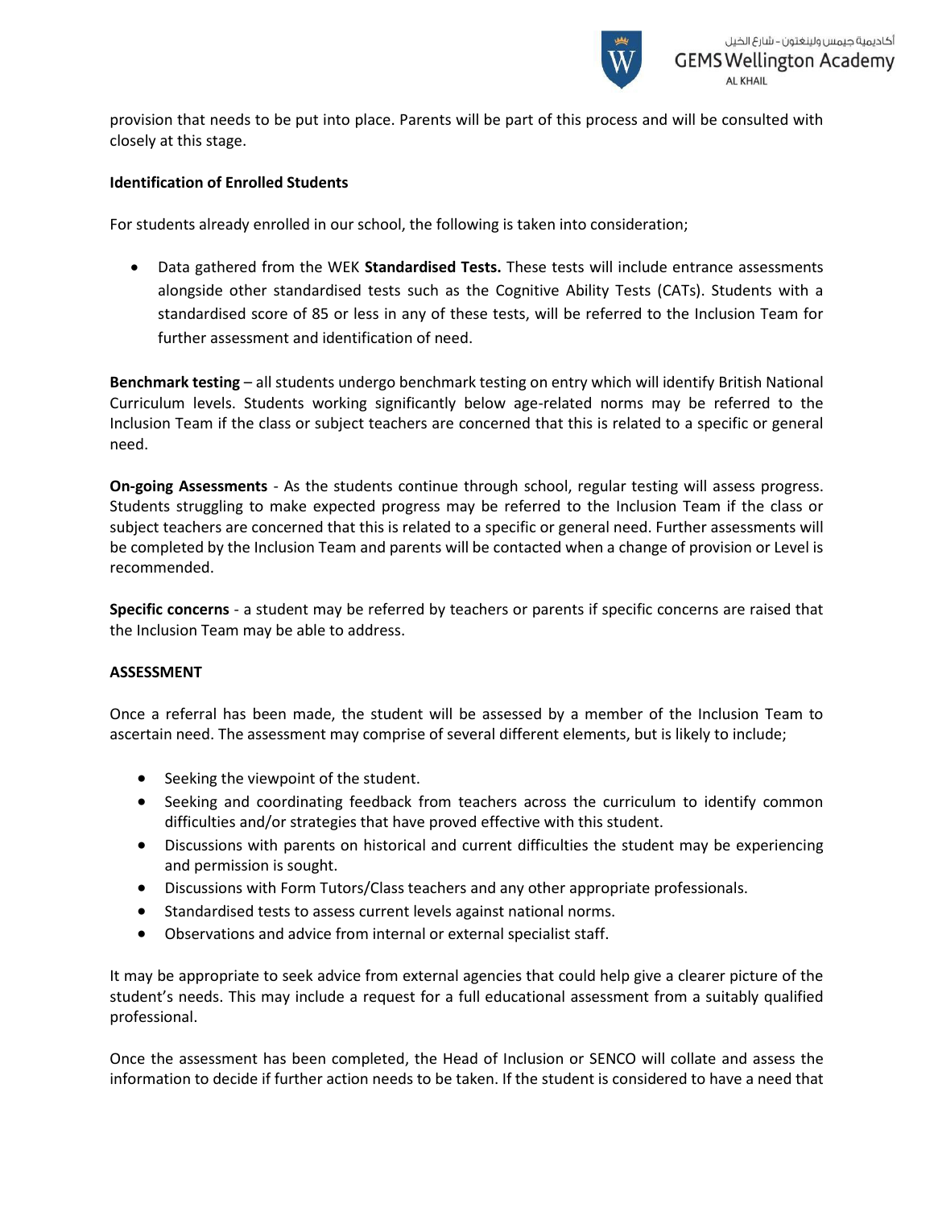provision that needs to be put into place. Parents will be part of this process and will be consulted with closely at this stage.

**Identification of Enrolled Students**

For students already enrolled in our school, the following is taken into consideration;

- Data gathered from the WEK **Standardised Tests.** These tests will include entrance assessments alongside other standardised tests such as the Cognitive Ability Tests (CATs). Students with a standardised score of 85 or less in any of these tests, will be referred to the Inclusion Team for further assessment and identification of need.

**Benchmark testing** – all students undergo benchmark testing on entry which will identify British National Curriculum levels. Students working significantly below age-related norms may be referred to the Inclusion Team if the class or subject teachers are concerned that this is related to a specific or general need.

**On-going Assessments** - As the students continue through school, regular testing will assess progress. Students struggling to make expected progress may be referred to the Inclusion Team if the class or subject teachers are concerned that this is related to a specific or general need. Further assessments will be completed by the Inclusion Team and parents will be contacted when a change of provision or Level is recommended.

**Specific concerns** - a student may be referred by teachers or parents if specific concerns are raised that the Inclusion Team may be able to address.

**ASSESSMENT**

Once a referral has been made, the student will be assessed by a member of the Inclusion Team to ascertain need. The assessment may comprise of several different elements, but is likely to include;

- Seeking the viewpoint of the student.
- Seeking and coordinating feedback from teachers across the curriculum to identify common difficulties and/or strategies that have proved effective with this student.
- Discussions with parents on historical and current difficulties the student may be experiencing and permission is sought.
- Discussions with Form Tutors/Class teachers and any other appropriate professionals.
- Standardised tests to assess current levels against national norms.
- Observations and advice from internal or external specialist staff.

It may be appropriate to seek advice from external agencies that could help give a clearer picture of the student's needs. This may include a request for a full educational assessment from a suitably qualified professional.

Once the assessment has been completed, the Head of Inclusion or SENCO will collate and assess the information to decide if further action needs to be taken. If the student is considered to have a need that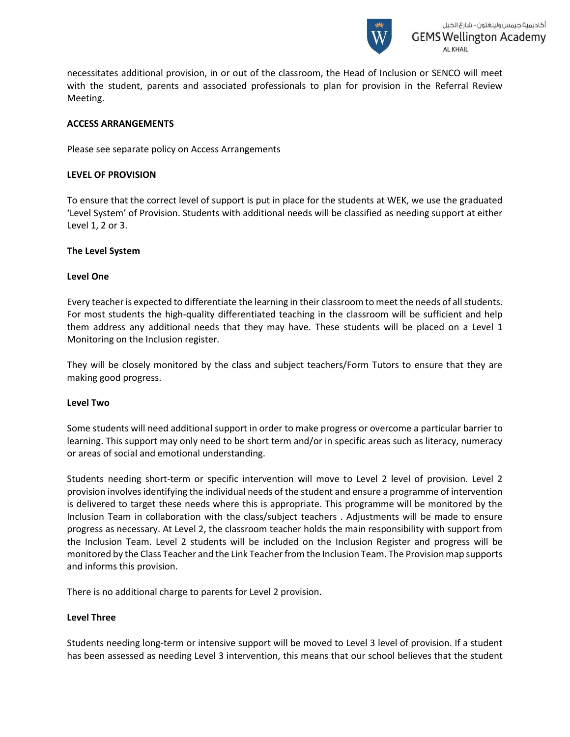necessitates additional provision, in or out of the classroom, the Head of Inclusion or SENCO will meet with the student, parents and associated professionals to plan for provision in the Referral Review Meeting.

**ACCESS ARRANGEMENTS**

Please see separate policy on Access Arrangements

**LEVEL OF PROVISION**

To ensure that the correct level of support is put in place for the students at WEK, we use the graduated 'Level System' of Provision. Students with additional needs will be classified as needing support at either Level 1, 2 or 3.

**The Level System**

**Level One**

Every teacher is expected to differentiate the learning in their classroom to meet the needs of all students. For most students the high-quality differentiated teaching in the classroom will be sufficient and help them address any additional needs that they may have. These students will be placed on a Level 1 Monitoring on the Inclusion register.

They will be closely monitored by the class and subject teachers/Form Tutors to ensure that they are making good progress.

**Level Two**

Some students will need additional support in order to make progress or overcome a particular barrier to learning. This support may only need to be short term and/or in specific areas such as literacy, numeracy or areas of social and emotional understanding.

Students needing short-term or specific intervention will move to Level 2 level of provision. Level 2 provision involves identifying the individual needs of the student and ensure a programme of intervention is delivered to target these needs where this is appropriate. This programme will be monitored by the Inclusion Team in collaboration with the class/subject teachers . Adjustments will be made to ensure progress as necessary. At Level 2, the classroom teacher holds the main responsibility with support from the Inclusion Team. Level 2 students will be included on the Inclusion Register and progress will be monitored by the Class Teacher and the Link Teacher from the Inclusion Team. The Provision map supports and informs this provision.

There is no additional charge to parents for Level 2 provision.

**Level Three**

Students needing long-term or intensive support will be moved to Level 3 level of provision. If a student has been assessed as needing Level 3 intervention, this means that our school believes that the student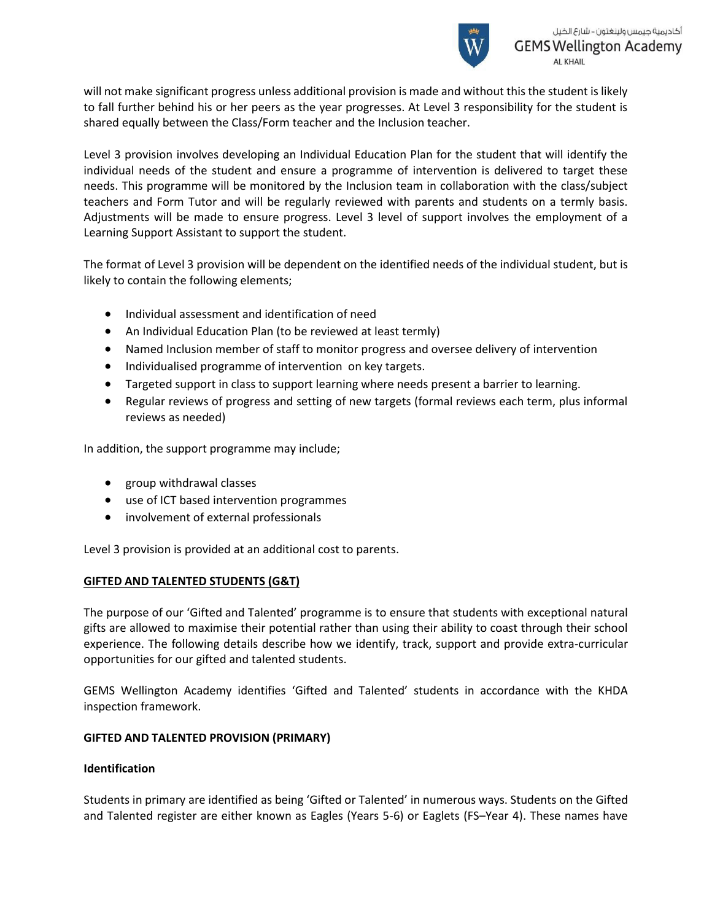will not make significant progress unless additional provision is made and without this the student is likely to fall further behind his or her peers as the year progresses. At Level 3 responsibility for the student is shared equally between the Class/Form teacher and the Inclusion teacher.

Level 3 provision involves developing an Individual Education Plan for the student that will identify the individual needs of the student and ensure a programme of intervention is delivered to target these needs. This programme will be monitored by the Inclusion team in collaboration with the class/subject teachers and Form Tutor and will be regularly reviewed with parents and students on a termly basis. Adjustments will be made to ensure progress. Level 3 level of support involves the employment of a Learning Support Assistant to support the student.

The format of Level 3 provision will be dependent on the identified needs of the individual student, but is likely to contain the following elements;

- Individual assessment and identification of need
- An Individual Education Plan (to be reviewed at least termly)
- Named Inclusion member of staff to monitor progress and oversee delivery of intervention
- Individualised programme of intervention on key targets.
- Targeted support in class to support learning where needs present a barrier to learning.
- Regular reviews of progress and setting of new targets (formal reviews each term, plus informal reviews as needed)

In addition, the support programme may include;

- group withdrawal classes
- use of ICT based intervention programmes
- involvement of external professionals

Level 3 provision is provided at an additional cost to parents.

## GIFTED AND TALENTED STUDENTS (G&T)

The purpose of our 'Gifted and Talented' programme is to ensure that students with exceptional natural gifts are allowed to maximise their potential rather than using their ability to coast through their school experience. The following details describe how we identify, track, support and provide extra-curricular opportunities for our gifted and talented students.

GEMS Wellington Academy identifies 'Gifted and Talented' students in accordance with the KHDA inspection framework.

### GIFTED AND TALENTED PROVISION (PRIMARY)

#### Identification

Students in primary are identified as being 'Gifted or Talented' in numerous ways. Students on the Gifted and Talented register are either known as Eagles (Years 5-6) or Eaglets (FS–Year 4). These names have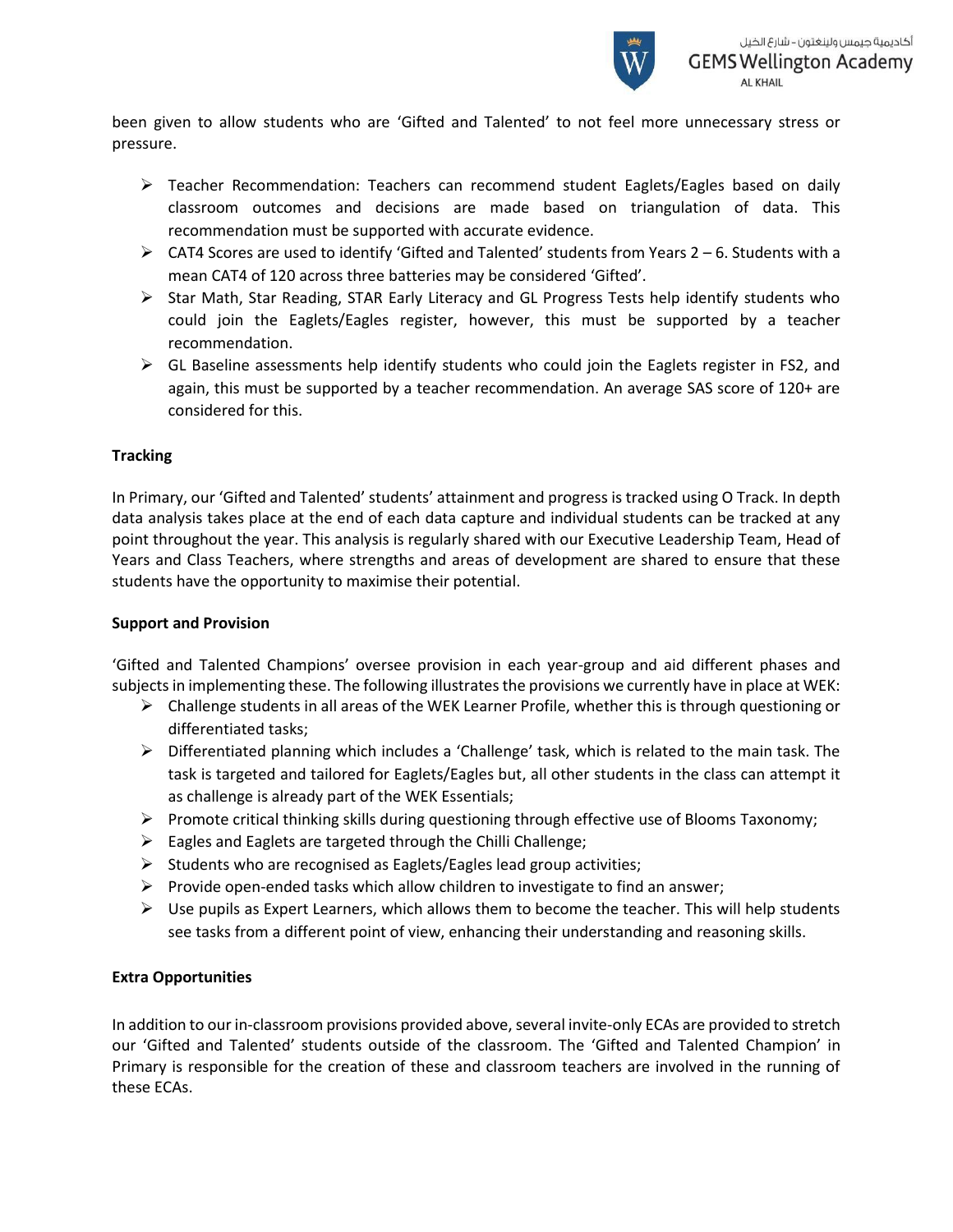been given to allow students who are 'Gifted and Talented' to not feel more unnecessary stress or pressure.

- Teacher Recommendation: Teachers can recommend student Eaglets/Eagles based on daily classroom outcomes and decisions are made based on triangulation of data. This recommendation must be supported with accurate evidence.
- CAT4 Scores are used to identify 'Gifted and Talented' students from Years 2 – 6. Students with a mean CAT4 of 120 across three batteries may be considered 'Gifted'.
- Star Math, Star Reading, STAR Early Literacy and GL Progress Tests help identify students who could join the Eaglets/Eagles register, however, this must be supported by a teacher recommendation.
- GL Baseline assessments help identify students who could join the Eaglets register in FS2, and again, this must be supported by a teacher recommendation. An average SAS score of 120+ are considered for this.

**Tracking**

In Primary, our 'Gifted and Talented' students' attainment and progress is tracked using O Track. In depth data analysis takes place at the end of each data capture and individual students can be tracked at any point throughout the year. This analysis is regularly shared with our Executive Leadership Team, Head of Years and Class Teachers, where strengths and areas of development are shared to ensure that these students have the opportunity to maximise their potential.

**Support and Provision**

'Gifted and Talented Champions' oversee provision in each year-group and aid different phases and subjects in implementing these. The following illustrates the provisions we currently have in place at WEK:

- Challenge students in all areas of the WEK Learner Profile, whether this is through questioning or differentiated tasks;
- Differentiated planning which includes a 'Challenge' task, which is related to the main task. The task is targeted and tailored for Eaglets/Eagles but, all other students in the class can attempt it as challenge is already part of the WEK Essentials;
- Promote critical thinking skills during questioning through effective use of Blooms Taxonomy;
- Eagles and Eaglets are targeted through the Chilli Challenge;
- Students who are recognised as Eaglets/Eagles lead group activities;
- Provide open-ended tasks which allow children to investigate to find an answer;
- Use pupils as Expert Learners, which allows them to become the teacher. This will help students see tasks from a different point of view, enhancing their understanding and reasoning skills.

**Extra Opportunities**

In addition to our in-classroom provisions provided above, several invite-only ECAs are provided to stretch our 'Gifted and Talented' students outside of the classroom. The 'Gifted and Talented Champion' in Primary is responsible for the creation of these and classroom teachers are involved in the running of these ECAs.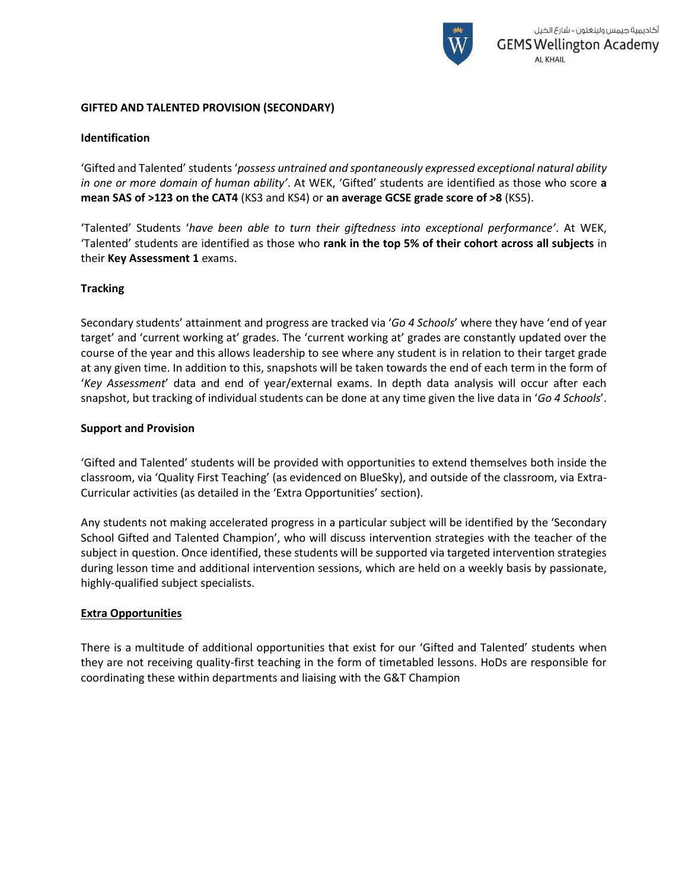## GIFTED AND TALENTED PROVISION (SECONDARY)

### Identification

'Gifted and Talented' students '*possess untrained and spontaneously expressed exceptional natural ability in one or more domain of human ability'*. At WEK, 'Gifted' students are identified as those who score **a mean SAS of >123 on the CAT4** (KS3 and KS4) or **an average GCSE grade score of >8** (KS5).

'Talented' Students '*have been able to turn their giftedness into exceptional performance'*. At WEK, 'Talented' students are identified as those who **rank in the top 5% of their cohort across all subjects** in their **Key Assessment 1** exams.

### Tracking

Secondary students' attainment and progress are tracked via '*Go 4 Schools*' where they have 'end of year target' and 'current working at' grades. The 'current working at' grades are constantly updated over the course of the year and this allows leadership to see where any student is in relation to their target grade at any given time. In addition to this, snapshots will be taken towards the end of each term in the form of '*Key Assessment*' data and end of year/external exams. In depth data analysis will occur after each snapshot, but tracking of individual students can be done at any time given the live data in '*Go 4 Schools*'.

### Support and Provision

'Gifted and Talented' students will be provided with opportunities to extend themselves both inside the classroom, via 'Quality First Teaching' (as evidenced on BlueSky), and outside of the classroom, via Extra-Curricular activities (as detailed in the 'Extra Opportunities' section).

Any students not making accelerated progress in a particular subject will be identified by the 'Secondary School Gifted and Talented Champion', who will discuss intervention strategies with the teacher of the subject in question. Once identified, these students will be supported via targeted intervention strategies during lesson time and additional intervention sessions, which are held on a weekly basis by passionate, highly-qualified subject specialists.

### Extra Opportunities

There is a multitude of additional opportunities that exist for our 'Gifted and Talented' students when they are not receiving quality-first teaching in the form of timetabled lessons. HoDs are responsible for coordinating these within departments and liaising with the G&T Champion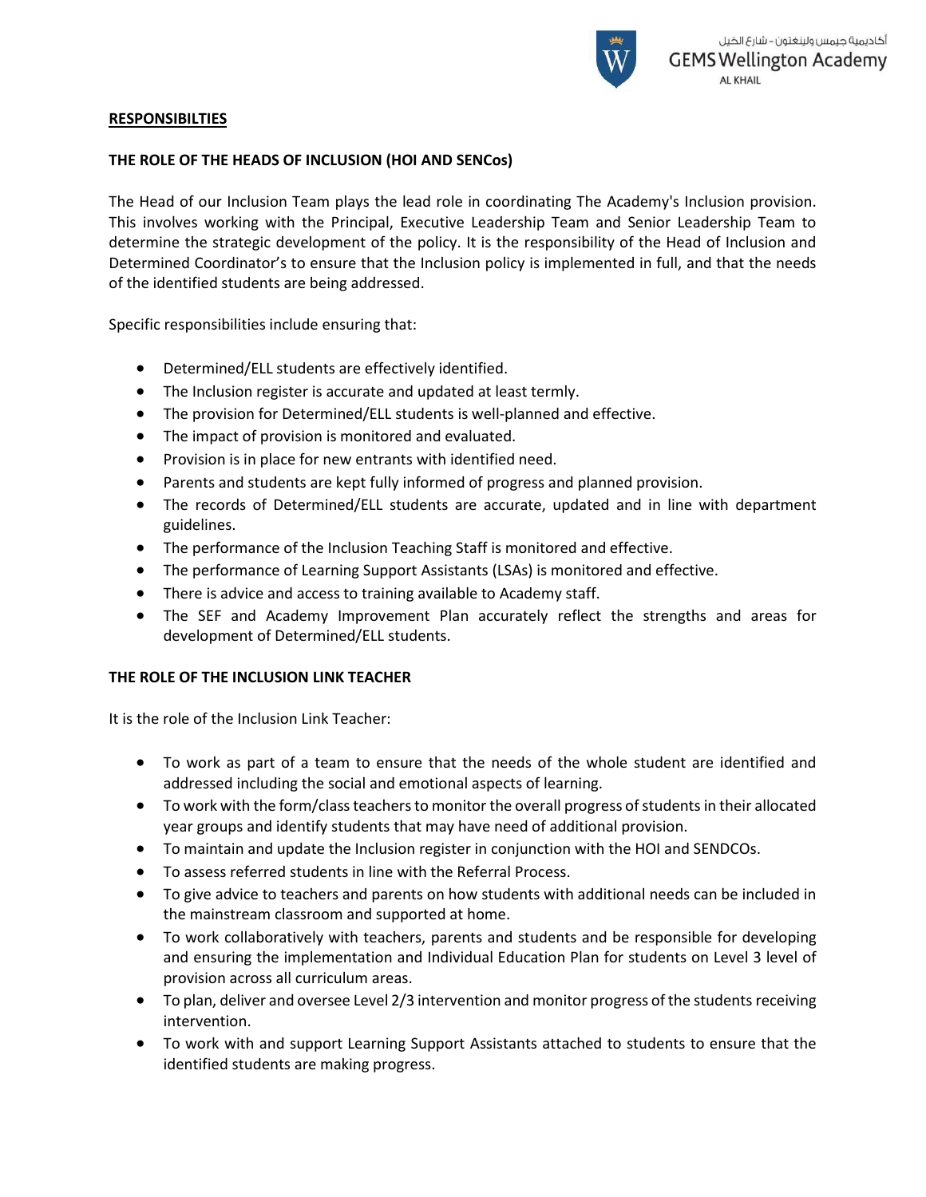**RESPONSIBILTIES**

**THE ROLE OF THE HEADS OF INCLUSION (HOI AND SENCOs)**

The Head of our Inclusion Team plays the lead role in coordinating The Academy's Inclusion provision. This involves working with the Principal, Executive Leadership Team and Senior Leadership Team to determine the strategic development of the policy. It is the responsibility of the Head of Inclusion and Determined Coordinator's to ensure that the Inclusion policy is implemented in full, and that the needs of the identified students are being addressed.

Specific responsibilities include ensuring that:

- Determined/ELL students are effectively identified.
- The Inclusion register is accurate and updated at least termly.
- The provision for Determined/ELL students is well-planned and effective.
- The impact of provision is monitored and evaluated.
- Provision is in place for new entrants with identified need.
- Parents and students are kept fully informed of progress and planned provision.
- The records of Determined/ELL students are accurate, updated and in line with department guidelines.
- The performance of the Inclusion Teaching Staff is monitored and effective.
- The performance of Learning Support Assistants (LSAs) is monitored and effective.
- There is advice and access to training available to Academy staff.
- The SEF and Academy Improvement Plan accurately reflect the strengths and areas for development of Determined/ELL students.

**THE ROLE OF THE INCLUSION LINK TEACHER**

It is the role of the Inclusion Link Teacher:

- To work as part of a team to ensure that the needs of the whole student are identified and addressed including the social and emotional aspects of learning.
- To work with the form/class teachers to monitor the overall progress of students in their allocated year groups and identify students that may have need of additional provision.
- To maintain and update the Inclusion register in conjunction with the HOI and SENDCOs.
- To assess referred students in line with the Referral Process.
- To give advice to teachers and parents on how students with additional needs can be included in the mainstream classroom and supported at home.
- To work collaboratively with teachers, parents and students and be responsible for developing and ensuring the implementation and Individual Education Plan for students on Level 3 level of provision across all curriculum areas.
- To plan, deliver and oversee Level 2/3 intervention and monitor progress of the students receiving intervention.
- To work with and support Learning Support Assistants attached to students to ensure that the identified students are making progress.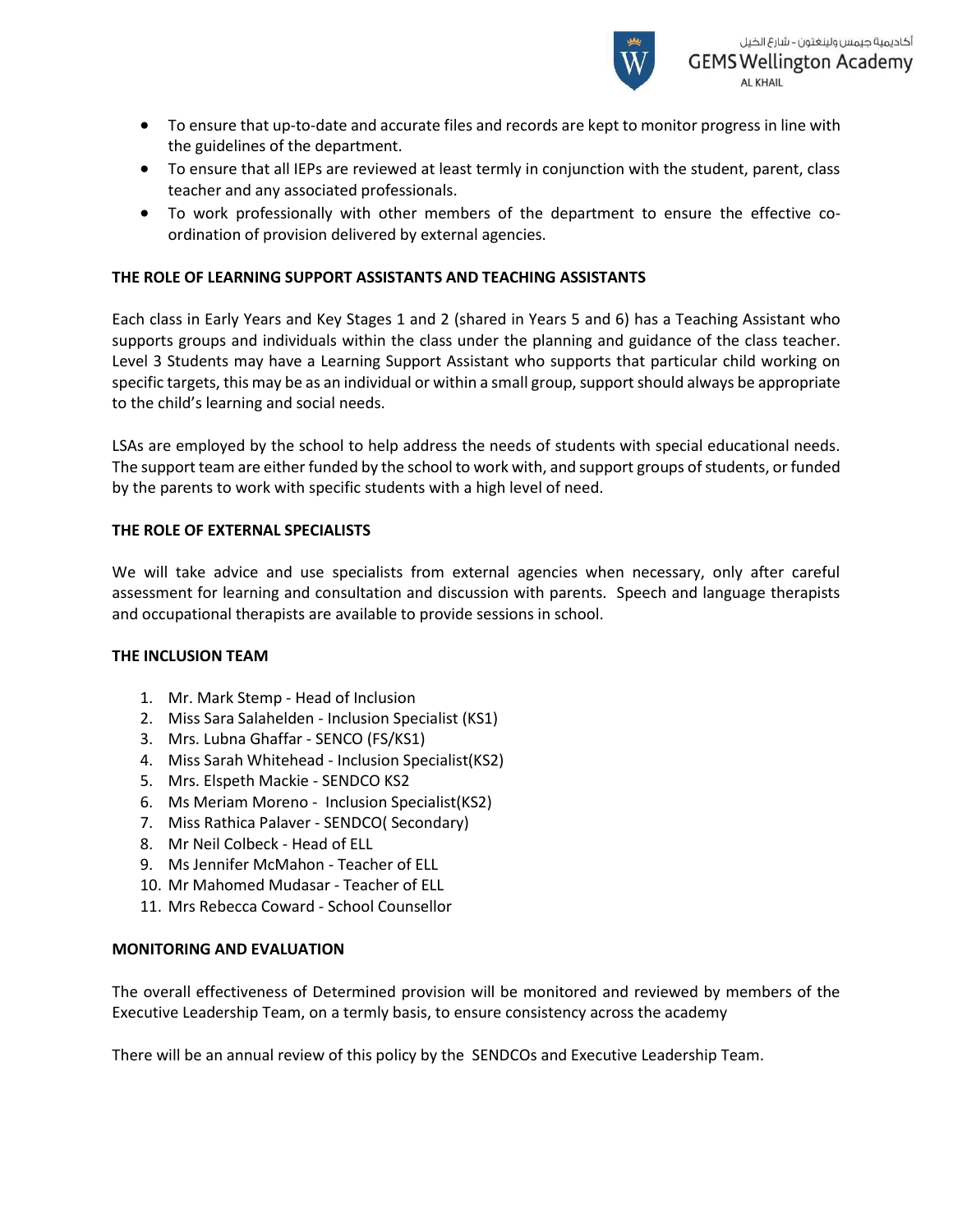- To ensure that up-to-date and accurate files and records are kept to monitor progress in line with the guidelines of the department.
- To ensure that all IEPs are reviewed at least termly in conjunction with the student, parent, class teacher and any associated professionals.
- To work professionally with other members of the department to ensure the effective co-ordination of provision delivered by external agencies.

**THE ROLE OF LEARNING SUPPORT ASSISTANTS AND TEACHING ASSISTANTS**

Each class in Early Years and Key Stages 1 and 2 (shared in Years 5 and 6) has a Teaching Assistant who supports groups and individuals within the class under the planning and guidance of the class teacher. Level 3 Students may have a Learning Support Assistant who supports that particular child working on specific targets, this may be as an individual or within a small group, support should always be appropriate to the child's learning and social needs.

LSAs are employed by the school to help address the needs of students with special educational needs. The support team are either funded by the school to work with, and support groups of students, or funded by the parents to work with specific students with a high level of need.

**THE ROLE OF EXTERNAL SPECIALISTS**

We will take advice and use specialists from external agencies when necessary, only after careful assessment for learning and consultation and discussion with parents. Speech and language therapists and occupational therapists are available to provide sessions in school.

**THE INCLUSION TEAM**

1. Mr. Mark Stemp - Head of Inclusion
2. Miss Sara Salahelden - Inclusion Specialist (KS1)
3. Mrs. Lubna Ghaffar - SENCO (FS/KS1)
4. Miss Sarah Whitehead - Inclusion Specialist(KS2)
5. Mrs. Elspeth Mackie - SENDCO KS2
6. Ms Meriam Moreno - Inclusion Specialist(KS2)
7. Miss Rathica Palaver - SENDCO( Secondary)
8. Mr Neil Colbeck - Head of ELL
9. Ms Jennifer McMahon - Teacher of ELL
10. Mr Mahomed Mudasar - Teacher of ELL
11. Mrs Rebecca Coward - School Counsellor

**MONITORING AND EVALUATION**

The overall effectiveness of Determined provision will be monitored and reviewed by members of the Executive Leadership Team, on a termly basis, to ensure consistency across the academy

There will be an annual review of this policy by the SENDCOs and Executive Leadership Team.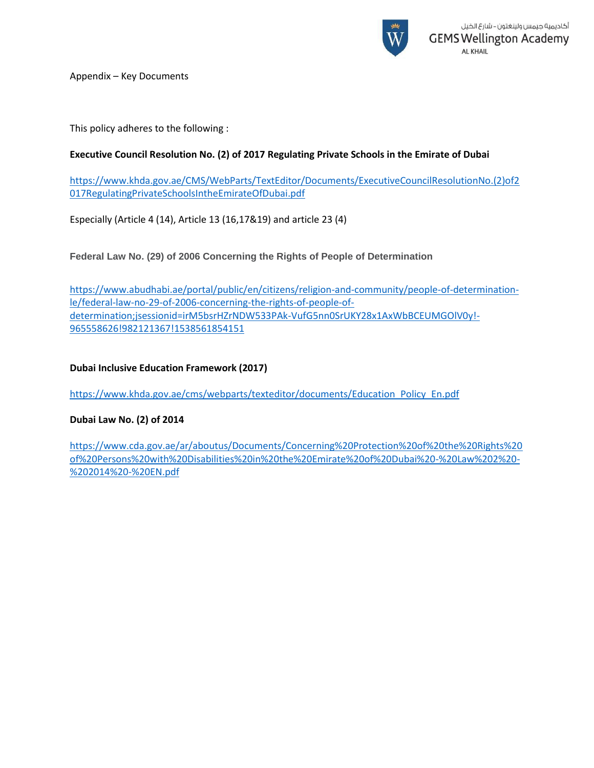Appendix – Key Documents

This policy adheres to the following :

**Executive Council Resolution No. (2) of 2017 Regulating Private Schools in the Emirate of Dubai**

https://www.khda.gov.ae/CMS/WebParts/TextEditor/Documents/ExecutiveCouncilResolutionNo.(2)of2017RegulatingPrivateSchoolsIntheEmirateOfDubai.pdf

Especially (Article 4 (14), Article 13 (16,17&19) and article 23 (4)

**Federal Law No. (29) of 2006 Concerning the Rights of People of Determination**

https://www.abudhabi.ae/portal/public/en/citizens/religion-and-community/people-of-determination-le/federal-law-no-29-of-2006-concerning-the-rights-of-people-of-determination;jsessionid=irM5bsrHZrNDW533PAk-VufG5nn0SrUKY28x1AxWbBCEUMGOlV0y!-965558626!982121367!1538561854151

**Dubai Inclusive Education Framework (2017)**

https://www.khda.gov.ae/cms/webparts/texteditor/documents/Education_Policy_En.pdf

**Dubai Law No. (2) of 2014**

https://www.cda.gov.ae/ar/aboutus/Documents/Concerning%20Protection%20of%20the%20Rights%20of%20Persons%20with%20Disabilities%20in%20the%20Emirate%20of%20Dubai%20-%20Law%202%20-%202014%20-%20EN.pdf